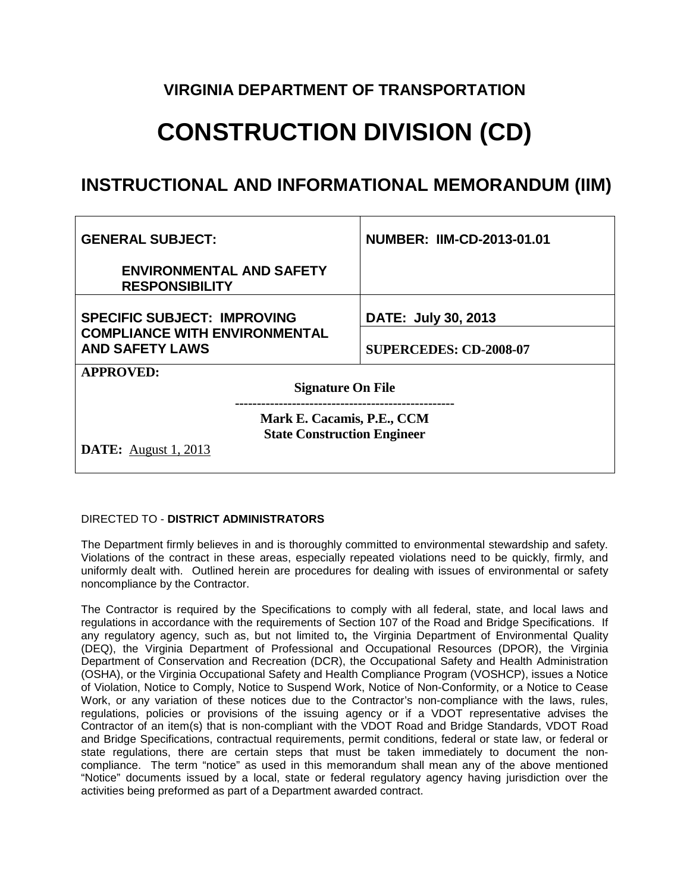# VIRGINIA DEPARTMENT OF TRANSPORTATION

# CONSTRUCTION DIVISION (CD)

## INSTRUCTIONAL AND INFORMATIONAL MEMORANDUM (IIM)

| **GENERAL SUBJECT:**<br><br>**ENVIRONMENTAL AND SAFETY RESPONSIBILITY** | **NUMBER: IIM-CD-2013-01.01** |
|---|---|
| **SPECIFIC SUBJECT: IMPROVING COMPLIANCE WITH ENVIRONMENTAL AND SAFETY LAWS** | **DATE: July 30, 2013**<br><br>**SUPERCEDES: CD-2008-07** |
| **APPROVED:**<br>**Signature On File**<br>**Mark E. Cacamis, P.E., CCM**<br>**State Construction Engineer**<br>**DATE:** August 1, 2013 | |

DIRECTED TO - **DISTRICT ADMINISTRATORS**

The Department firmly believes in and is thoroughly committed to environmental stewardship and safety. Violations of the contract in these areas, especially repeated violations need to be quickly, firmly, and uniformly dealt with. Outlined herein are procedures for dealing with issues of environmental or safety noncompliance by the Contractor.

The Contractor is required by the Specifications to comply with all federal, state, and local laws and regulations in accordance with the requirements of Section 107 of the Road and Bridge Specifications. If any regulatory agency, such as, but not limited to**,** the Virginia Department of Environmental Quality (DEQ), the Virginia Department of Professional and Occupational Resources (DPOR), the Virginia Department of Conservation and Recreation (DCR), the Occupational Safety and Health Administration (OSHA), or the Virginia Occupational Safety and Health Compliance Program (VOSHCP), issues a Notice of Violation, Notice to Comply, Notice to Suspend Work, Notice of Non-Conformity, or a Notice to Cease Work, or any variation of these notices due to the Contractor's non-compliance with the laws, rules, regulations, policies or provisions of the issuing agency or if a VDOT representative advises the Contractor of an item(s) that is non-compliant with the VDOT Road and Bridge Standards, VDOT Road and Bridge Specifications, contractual requirements, permit conditions, federal or state law, or federal or state regulations, there are certain steps that must be taken immediately to document the non-compliance. The term "notice" as used in this memorandum shall mean any of the above mentioned "Notice" documents issued by a local, state or federal regulatory agency having jurisdiction over the activities being preformed as part of a Department awarded contract.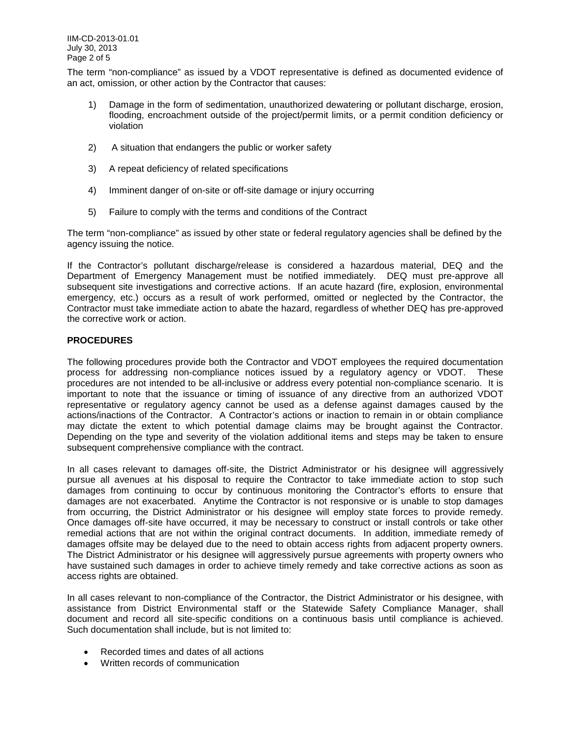The term "non-compliance" as issued by a VDOT representative is defined as documented evidence of an act, omission, or other action by the Contractor that causes:

1) Damage in the form of sedimentation, unauthorized dewatering or pollutant discharge, erosion, flooding, encroachment outside of the project/permit limits, or a permit condition deficiency or violation

2) A situation that endangers the public or worker safety

3) A repeat deficiency of related specifications

4) Imminent danger of on-site or off-site damage or injury occurring

5) Failure to comply with the terms and conditions of the Contract

The term "non-compliance" as issued by other state or federal regulatory agencies shall be defined by the agency issuing the notice.

If the Contractor's pollutant discharge/release is considered a hazardous material, DEQ and the Department of Emergency Management must be notified immediately. DEQ must pre-approve all subsequent site investigations and corrective actions. If an acute hazard (fire, explosion, environmental emergency, etc.) occurs as a result of work performed, omitted or neglected by the Contractor, the Contractor must take immediate action to abate the hazard, regardless of whether DEQ has pre-approved the corrective work or action.

## PROCEDURES

The following procedures provide both the Contractor and VDOT employees the required documentation process for addressing non-compliance notices issued by a regulatory agency or VDOT. These procedures are not intended to be all-inclusive or address every potential non-compliance scenario. It is important to note that the issuance or timing of issuance of any directive from an authorized VDOT representative or regulatory agency cannot be used as a defense against damages caused by the actions/inactions of the Contractor. A Contractor's actions or inaction to remain in or obtain compliance may dictate the extent to which potential damage claims may be brought against the Contractor. Depending on the type and severity of the violation additional items and steps may be taken to ensure subsequent comprehensive compliance with the contract.

In all cases relevant to damages off-site, the District Administrator or his designee will aggressively pursue all avenues at his disposal to require the Contractor to take immediate action to stop such damages from continuing to occur by continuous monitoring the Contractor's efforts to ensure that damages are not exacerbated. Anytime the Contractor is not responsive or is unable to stop damages from occurring, the District Administrator or his designee will employ state forces to provide remedy. Once damages off-site have occurred, it may be necessary to construct or install controls or take other remedial actions that are not within the original contract documents. In addition, immediate remedy of damages offsite may be delayed due to the need to obtain access rights from adjacent property owners. The District Administrator or his designee will aggressively pursue agreements with property owners who have sustained such damages in order to achieve timely remedy and take corrective actions as soon as access rights are obtained.

In all cases relevant to non-compliance of the Contractor, the District Administrator or his designee, with assistance from District Environmental staff or the Statewide Safety Compliance Manager, shall document and record all site-specific conditions on a continuous basis until compliance is achieved. Such documentation shall include, but is not limited to:

- Recorded times and dates of all actions
- Written records of communication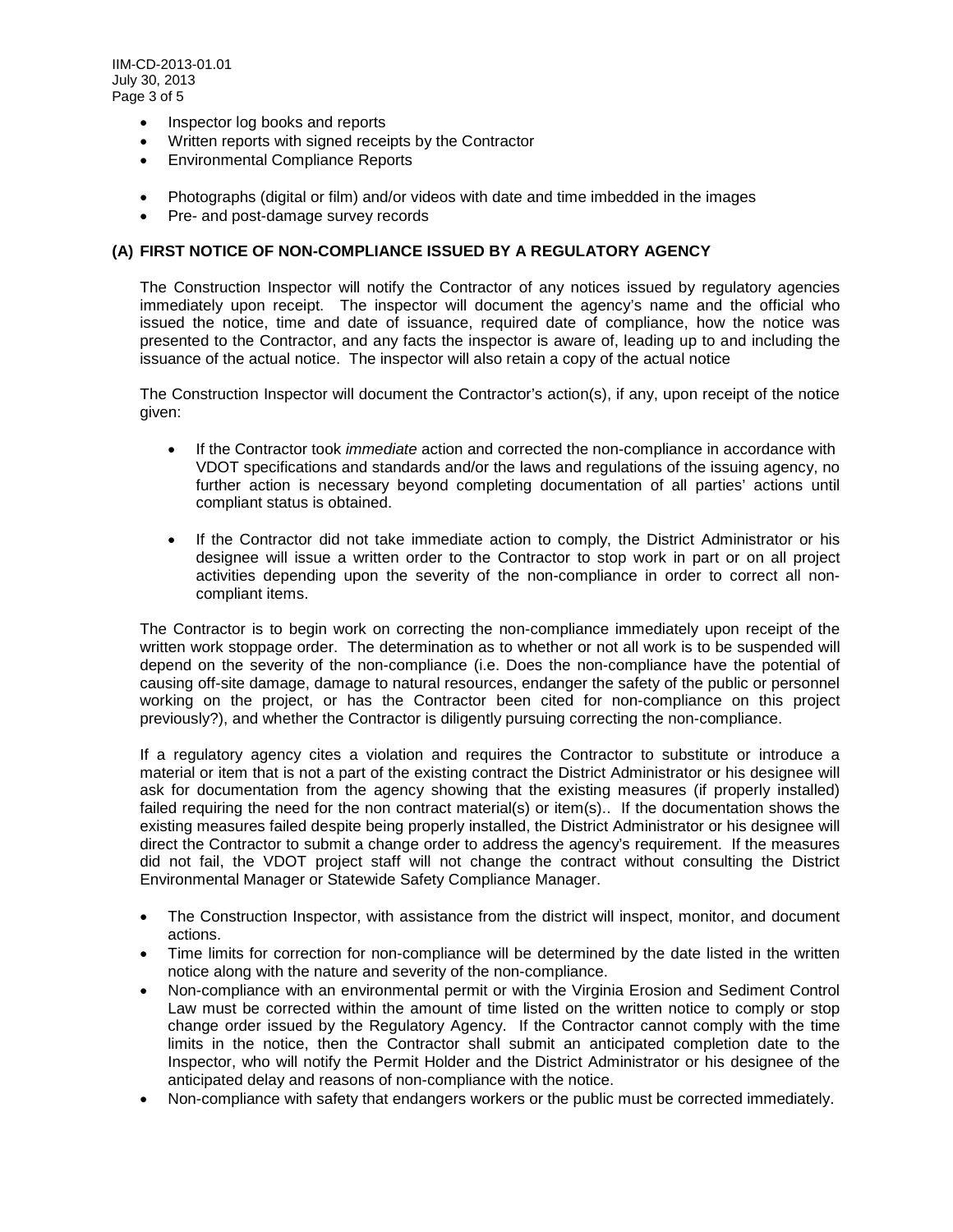- Inspector log books and reports
- Written reports with signed receipts by the Contractor
- Environmental Compliance Reports

- Photographs (digital or film) and/or videos with date and time imbedded in the images
- Pre- and post-damage survey records

## (A) FIRST NOTICE OF NON-COMPLIANCE ISSUED BY A REGULATORY AGENCY

The Construction Inspector will notify the Contractor of any notices issued by regulatory agencies immediately upon receipt. The inspector will document the agency's name and the official who issued the notice, time and date of issuance, required date of compliance, how the notice was presented to the Contractor, and any facts the inspector is aware of, leading up to and including the issuance of the actual notice. The inspector will also retain a copy of the actual notice

The Construction Inspector will document the Contractor's action(s), if any, upon receipt of the notice given:

- If the Contractor took *immediate* action and corrected the non-compliance in accordance with VDOT specifications and standards and/or the laws and regulations of the issuing agency, no further action is necessary beyond completing documentation of all parties' actions until compliant status is obtained.

- If the Contractor did not take immediate action to comply, the District Administrator or his designee will issue a written order to the Contractor to stop work in part or on all project activities depending upon the severity of the non-compliance in order to correct all non-compliant items.

The Contractor is to begin work on correcting the non-compliance immediately upon receipt of the written work stoppage order. The determination as to whether or not all work is to be suspended will depend on the severity of the non-compliance (i.e. Does the non-compliance have the potential of causing off-site damage, damage to natural resources, endanger the safety of the public or personnel working on the project, or has the Contractor been cited for non-compliance on this project previously?), and whether the Contractor is diligently pursuing correcting the non-compliance.

If a regulatory agency cites a violation and requires the Contractor to substitute or introduce a material or item that is not a part of the existing contract the District Administrator or his designee will ask for documentation from the agency showing that the existing measures (if properly installed) failed requiring the need for the non contract material(s) or item(s).. If the documentation shows the existing measures failed despite being properly installed, the District Administrator or his designee will direct the Contractor to submit a change order to address the agency's requirement. If the measures did not fail, the VDOT project staff will not change the contract without consulting the District Environmental Manager or Statewide Safety Compliance Manager.

- The Construction Inspector, with assistance from the district will inspect, monitor, and document actions.
- Time limits for correction for non-compliance will be determined by the date listed in the written notice along with the nature and severity of the non-compliance.
- Non-compliance with an environmental permit or with the Virginia Erosion and Sediment Control Law must be corrected within the amount of time listed on the written notice to comply or stop change order issued by the Regulatory Agency. If the Contractor cannot comply with the time limits in the notice, then the Contractor shall submit an anticipated completion date to the Inspector, who will notify the Permit Holder and the District Administrator or his designee of the anticipated delay and reasons of non-compliance with the notice.
- Non-compliance with safety that endangers workers or the public must be corrected immediately.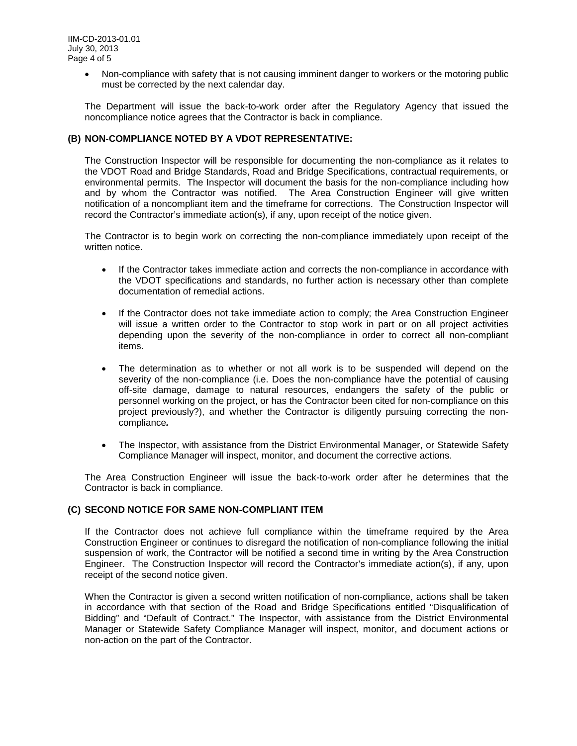- Non-compliance with safety that is not causing imminent danger to workers or the motoring public must be corrected by the next calendar day.

The Department will issue the back-to-work order after the Regulatory Agency that issued the noncompliance notice agrees that the Contractor is back in compliance.

### (B) NON-COMPLIANCE NOTED BY A VDOT REPRESENTATIVE:

The Construction Inspector will be responsible for documenting the non-compliance as it relates to the VDOT Road and Bridge Standards, Road and Bridge Specifications, contractual requirements, or environmental permits. The Inspector will document the basis for the non-compliance including how and by whom the Contractor was notified. The Area Construction Engineer will give written notification of a noncompliant item and the timeframe for corrections. The Construction Inspector will record the Contractor's immediate action(s), if any, upon receipt of the notice given.

The Contractor is to begin work on correcting the non-compliance immediately upon receipt of the written notice.

- If the Contractor takes immediate action and corrects the non-compliance in accordance with the VDOT specifications and standards, no further action is necessary other than complete documentation of remedial actions.

- If the Contractor does not take immediate action to comply; the Area Construction Engineer will issue a written order to the Contractor to stop work in part or on all project activities depending upon the severity of the non-compliance in order to correct all non-compliant items.

- The determination as to whether or not all work is to be suspended will depend on the severity of the non-compliance (i.e. Does the non-compliance have the potential of causing off-site damage, damage to natural resources, endangers the safety of the public or personnel working on the project, or has the Contractor been cited for non-compliance on this project previously?), and whether the Contractor is diligently pursuing correcting the non-compliance.

- The Inspector, with assistance from the District Environmental Manager, or Statewide Safety Compliance Manager will inspect, monitor, and document the corrective actions.

The Area Construction Engineer will issue the back-to-work order after he determines that the Contractor is back in compliance.

### (C) SECOND NOTICE FOR SAME NON-COMPLIANT ITEM

If the Contractor does not achieve full compliance within the timeframe required by the Area Construction Engineer or continues to disregard the notification of non-compliance following the initial suspension of work, the Contractor will be notified a second time in writing by the Area Construction Engineer. The Construction Inspector will record the Contractor's immediate action(s), if any, upon receipt of the second notice given.

When the Contractor is given a second written notification of non-compliance, actions shall be taken in accordance with that section of the Road and Bridge Specifications entitled "Disqualification of Bidding" and "Default of Contract." The Inspector, with assistance from the District Environmental Manager or Statewide Safety Compliance Manager will inspect, monitor, and document actions or non-action on the part of the Contractor.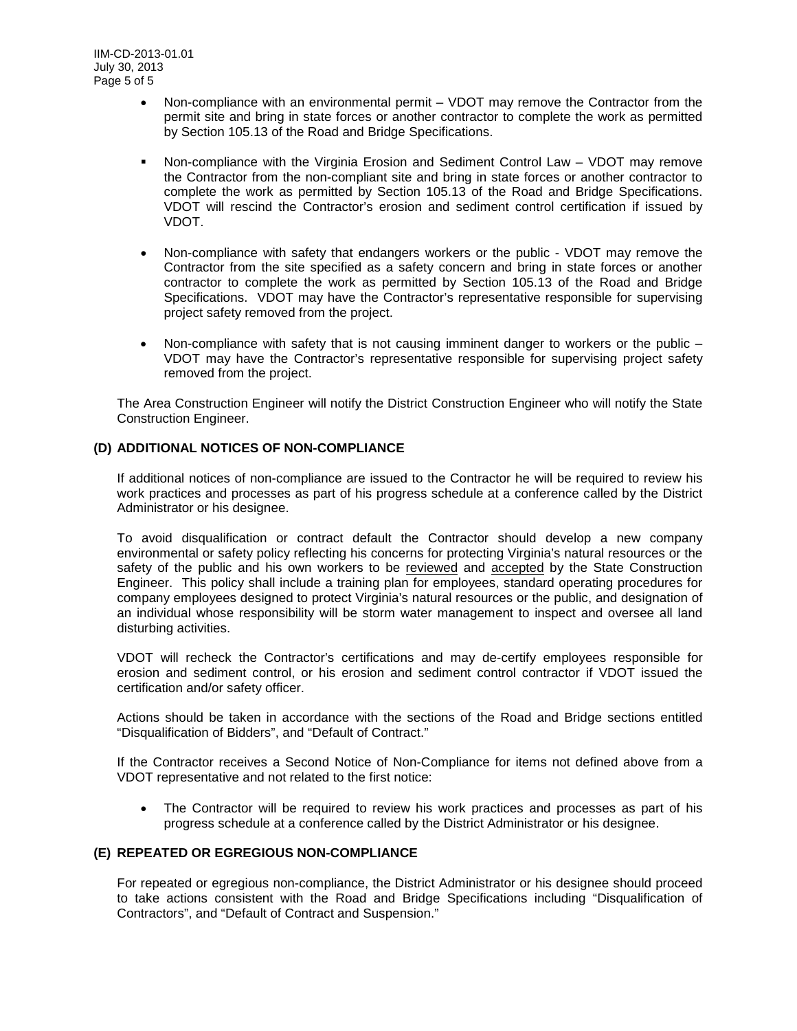- Non-compliance with an environmental permit – VDOT may remove the Contractor from the permit site and bring in state forces or another contractor to complete the work as permitted by Section 105.13 of the Road and Bridge Specifications.

- Non-compliance with the Virginia Erosion and Sediment Control Law – VDOT may remove the Contractor from the non-compliant site and bring in state forces or another contractor to complete the work as permitted by Section 105.13 of the Road and Bridge Specifications. VDOT will rescind the Contractor's erosion and sediment control certification if issued by VDOT.

- Non-compliance with safety that endangers workers or the public - VDOT may remove the Contractor from the site specified as a safety concern and bring in state forces or another contractor to complete the work as permitted by Section 105.13 of the Road and Bridge Specifications. VDOT may have the Contractor's representative responsible for supervising project safety removed from the project.

- Non-compliance with safety that is not causing imminent danger to workers or the public – VDOT may have the Contractor's representative responsible for supervising project safety removed from the project.

The Area Construction Engineer will notify the District Construction Engineer who will notify the State Construction Engineer.

**(D) ADDITIONAL NOTICES OF NON-COMPLIANCE**

If additional notices of non-compliance are issued to the Contractor he will be required to review his work practices and processes as part of his progress schedule at a conference called by the District Administrator or his designee.

To avoid disqualification or contract default the Contractor should develop a new company environmental or safety policy reflecting his concerns for protecting Virginia's natural resources or the safety of the public and his own workers to be reviewed and accepted by the State Construction Engineer. This policy shall include a training plan for employees, standard operating procedures for company employees designed to protect Virginia's natural resources or the public, and designation of an individual whose responsibility will be storm water management to inspect and oversee all land disturbing activities.

VDOT will recheck the Contractor's certifications and may de-certify employees responsible for erosion and sediment control, or his erosion and sediment control contractor if VDOT issued the certification and/or safety officer.

Actions should be taken in accordance with the sections of the Road and Bridge sections entitled "Disqualification of Bidders", and "Default of Contract."

If the Contractor receives a Second Notice of Non-Compliance for items not defined above from a VDOT representative and not related to the first notice:

- The Contractor will be required to review his work practices and processes as part of his progress schedule at a conference called by the District Administrator or his designee.

**(E) REPEATED OR EGREGIOUS NON-COMPLIANCE**

For repeated or egregious non-compliance, the District Administrator or his designee should proceed to take actions consistent with the Road and Bridge Specifications including "Disqualification of Contractors", and "Default of Contract and Suspension."